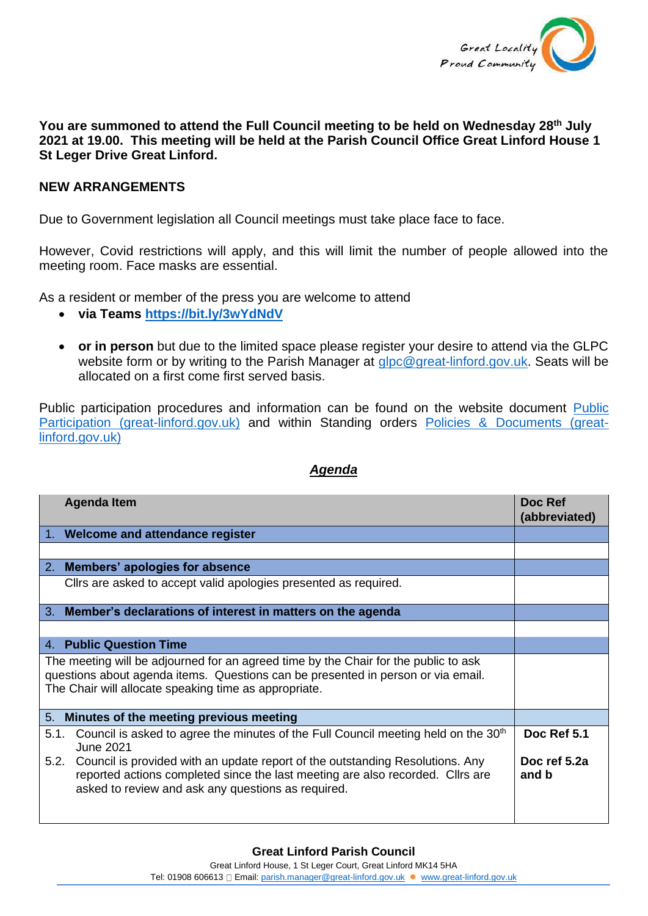**You are summoned to attend the Full Council meeting to be held on Wednesday 28th July 2021 at 19.00. This meeting will be held at the Parish Council Office Great Linford House 1 St Leger Drive Great Linford.**

**NEW ARRANGEMENTS**

Due to Government legislation all Council meetings must take place face to face.

However, Covid restrictions will apply, and this will limit the number of people allowed into the meeting room. Face masks are essential.

As a resident or member of the press you are welcome to attend

- **via Teams** **https://bit.ly/3wYdNdV**
- **or in person** but due to the limited space please register your desire to attend via the GLPC website form or by writing to the Parish Manager at glpc@great-linford.gov.uk. Seats will be allocated on a first come first served basis.

Public participation procedures and information can be found on the website document Public Participation (great-linford.gov.uk) and within Standing orders Policies & Documents (great-linford.gov.uk)

## *Agenda*

| Agenda Item | Doc Ref (abbreviated) |
|---|---|
| 1. **Welcome and attendance register** | |
| | |
| 2. **Members' apologies for absence** | |
| Cllrs are asked to accept valid apologies presented as required. | |
| 3. **Member's declarations of interest in matters on the agenda** | |
| | |
| 4. **Public Question Time** | |
| The meeting will be adjourned for an agreed time by the Chair for the public to ask questions about agenda items. Questions can be presented in person or via email. The Chair will allocate speaking time as appropriate. | |
| 5. **Minutes of the meeting previous meeting** | |
| 5.1. Council is asked to agree the minutes of the Full Council meeting held on the 30th June 2021 | **Doc Ref 5.1** |
| 5.2. Council is provided with an update report of the outstanding Resolutions. Any reported actions completed since the last meeting are also recorded. Cllrs are asked to review and ask any questions as required. | **Doc ref 5.2a and b** |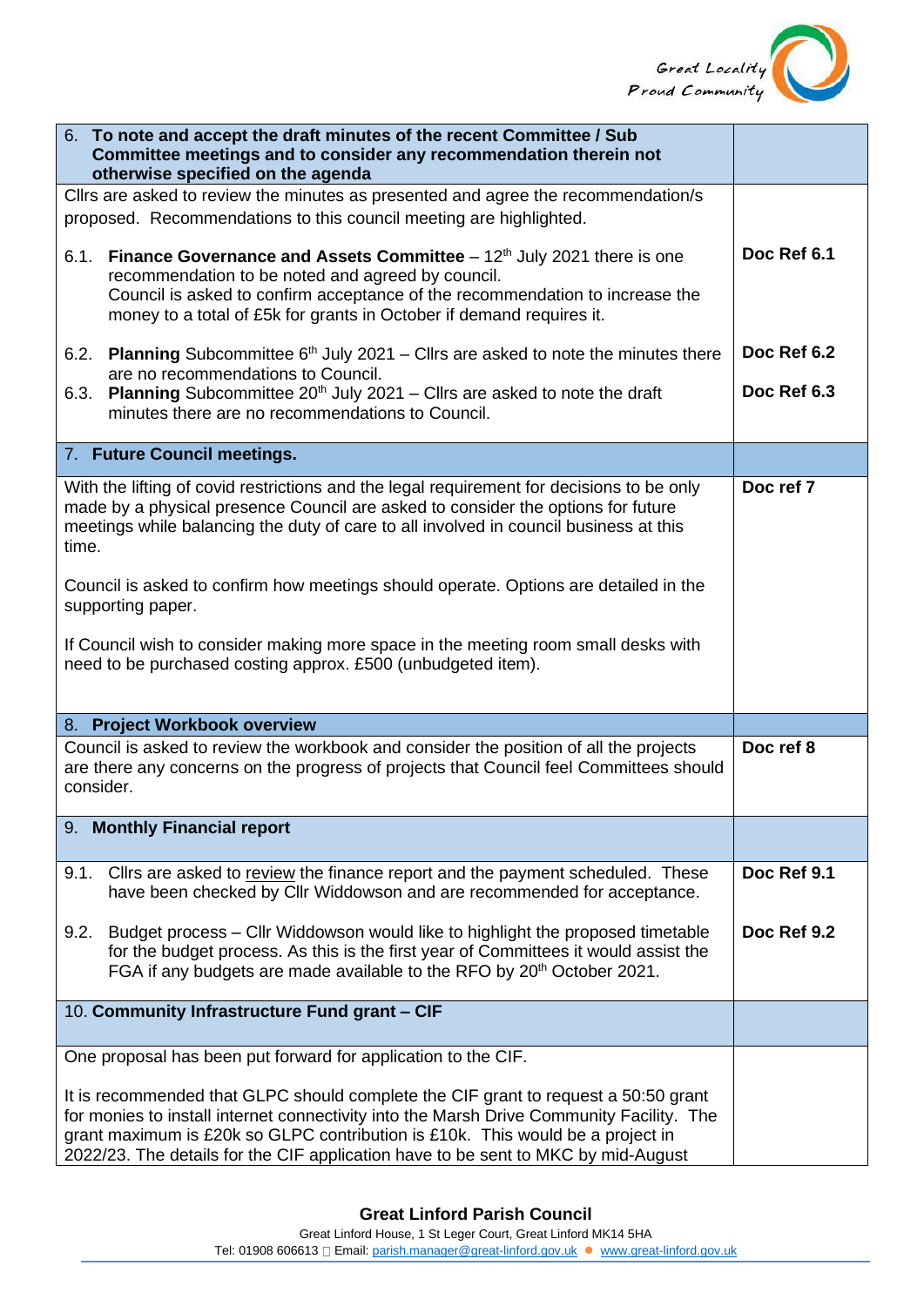| 6. **To note and accept the draft minutes of the recent Committee / Sub Committee meetings and to consider any recommendation therein not otherwise specified on the agenda** | |
|---|---|
| Cllrs are asked to review the minutes as presented and agree the recommendation/s proposed. Recommendations to this council meeting are highlighted.<br><br>6.1. **Finance Governance and Assets Committee** – 12th July 2021 there is one recommendation to be noted and agreed by council. Council is asked to confirm acceptance of the recommendation to increase the money to a total of £5k for grants in October if demand requires it. | **Doc Ref 6.1** |
| 6.2. **Planning** Subcommittee 6th July 2021 – Cllrs are asked to note the minutes there are no recommendations to Council.<br>6.3. **Planning** Subcommittee 20th July 2021 – Cllrs are asked to note the draft minutes there are no recommendations to Council. | **Doc Ref 6.2**<br><br>**Doc Ref 6.3** |
| 7. **Future Council meetings.** | |
| With the lifting of covid restrictions and the legal requirement for decisions to be only made by a physical presence Council are asked to consider the options for future meetings while balancing the duty of care to all involved in council business at this time.<br><br>Council is asked to confirm how meetings should operate. Options are detailed in the supporting paper.<br><br>If Council wish to consider making more space in the meeting room small desks with need to be purchased costing approx. £500 (unbudgeted item). | **Doc ref 7** |
| 8. **Project Workbook overview** | |
| Council is asked to review the workbook and consider the position of all the projects are there any concerns on the progress of projects that Council feel Committees should consider. | **Doc ref 8** |
| 9. **Monthly Financial report** | |
| 9.1. Cllrs are asked to review the finance report and the payment scheduled. These have been checked by Cllr Widdowson and are recommended for acceptance. | **Doc Ref 9.1** |
| 9.2. Budget process – Cllr Widdowson would like to highlight the proposed timetable for the budget process. As this is the first year of Committees it would assist the FGA if any budgets are made available to the RFO by 20th October 2021. | **Doc Ref 9.2** |
| 10. **Community Infrastructure Fund grant – CIF** | |
| One proposal has been put forward for application to the CIF.<br><br>It is recommended that GLPC should complete the CIF grant to request a 50:50 grant for monies to install internet connectivity into the Marsh Drive Community Facility. The grant maximum is £20k so GLPC contribution is £10k. This would be a project in 2022/23. The details for the CIF application have to be sent to MKC by mid-August | |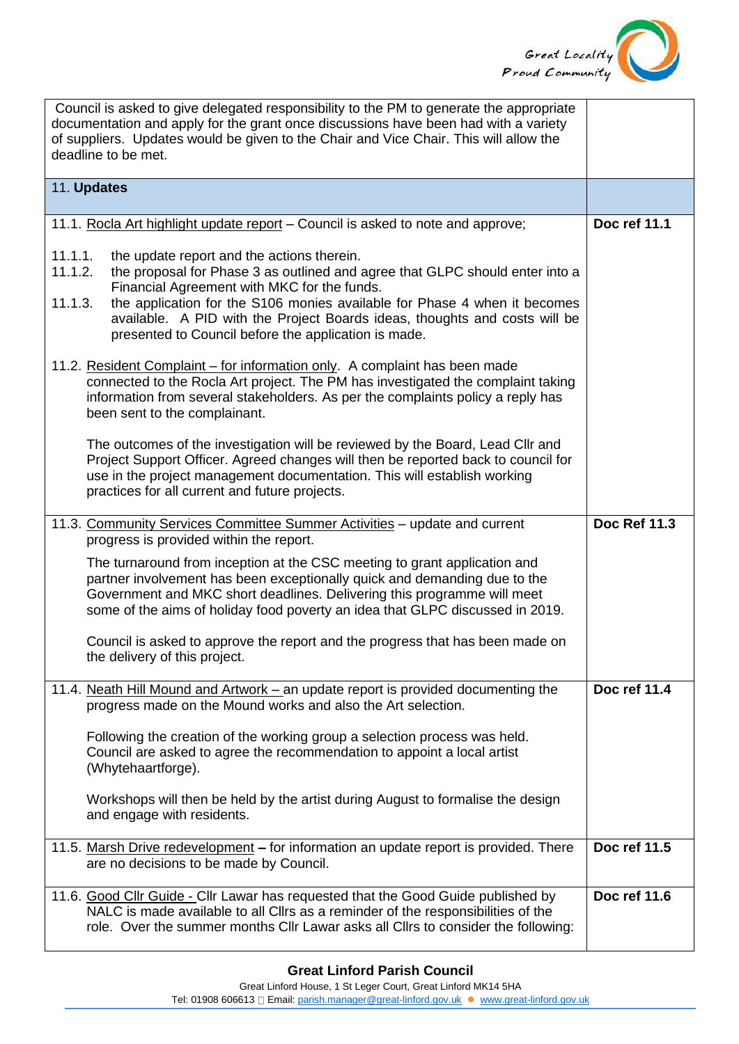| | |
|---|---|
| Council is asked to give delegated responsibility to the PM to generate the appropriate documentation and apply for the grant once discussions have been had with a variety of suppliers. Updates would be given to the Chair and Vice Chair. This will allow the deadline to be met. | |
| 11. **Updates** | |
| 11.1. Rocla Art highlight update report – Council is asked to note and approve;<br><br>11.1.1. the update report and the actions therein.<br>11.1.2. the proposal for Phase 3 as outlined and agree that GLPC should enter into a Financial Agreement with MKC for the funds.<br>11.1.3. the application for the S106 monies available for Phase 4 when it becomes available. A PID with the Project Boards ideas, thoughts and costs will be presented to Council before the application is made.<br><br>11.2. Resident Complaint – for information only. A complaint has been made connected to the Rocla Art project. The PM has investigated the complaint taking information from several stakeholders. As per the complaints policy a reply has been sent to the complainant.<br><br>The outcomes of the investigation will be reviewed by the Board, Lead Cllr and Project Support Officer. Agreed changes will then be reported back to council for use in the project management documentation. This will establish working practices for all current and future projects. | **Doc ref 11.1** |
| 11.3. Community Services Committee Summer Activities – update and current progress is provided within the report.<br><br>The turnaround from inception at the CSC meeting to grant application and partner involvement has been exceptionally quick and demanding due to the Government and MKC short deadlines. Delivering this programme will meet some of the aims of holiday food poverty an idea that GLPC discussed in 2019.<br><br>Council is asked to approve the report and the progress that has been made on the delivery of this project. | **Doc Ref 11.3** |
| 11.4. Neath Hill Mound and Artwork – an update report is provided documenting the progress made on the Mound works and also the Art selection.<br><br>Following the creation of the working group a selection process was held. Council are asked to agree the recommendation to appoint a local artist (Whytehaartforge).<br><br>Workshops will then be held by the artist during August to formalise the design and engage with residents. | **Doc ref 11.4** |
| 11.5. Marsh Drive redevelopment **–** for information an update report is provided. There are no decisions to be made by Council. | **Doc ref 11.5** |
| 11.6. Good Cllr Guide - Cllr Lawar has requested that the Good Guide published by NALC is made available to all Cllrs as a reminder of the responsibilities of the role. Over the summer months Cllr Lawar asks all Cllrs to consider the following: | **Doc ref 11.6** |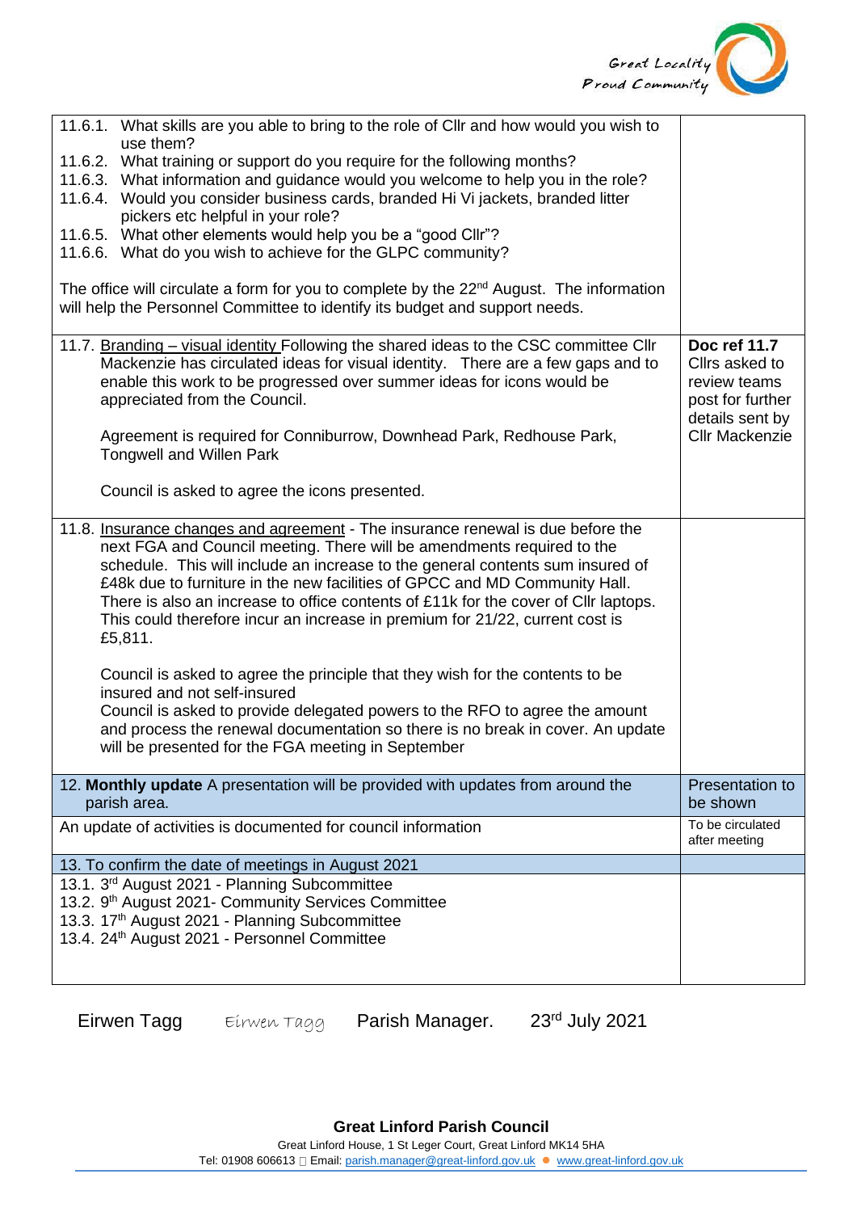| | |
|---|---|
| 11.6.1. What skills are you able to bring to the role of Cllr and how would you wish to use them?<br>11.6.2. What training or support do you require for the following months?<br>11.6.3. What information and guidance would you welcome to help you in the role?<br>11.6.4. Would you consider business cards, branded Hi Vi jackets, branded litter pickers etc helpful in your role?<br>11.6.5. What other elements would help you be a "good Cllr"?<br>11.6.6. What do you wish to achieve for the GLPC community?<br><br>The office will circulate a form for you to complete by the 22nd August. The information will help the Personnel Committee to identify its budget and support needs. | |
| 11.7. Branding – visual identity Following the shared ideas to the CSC committee Cllr Mackenzie has circulated ideas for visual identity. There are a few gaps and to enable this work to be progressed over summer ideas for icons would be appreciated from the Council.<br><br>Agreement is required for Conniburrow, Downhead Park, Redhouse Park, Tongwell and Willen Park<br><br>Council is asked to agree the icons presented. | **Doc ref 11.7** Cllrs asked to review teams post for further details sent by Cllr Mackenzie |
| 11.8. Insurance changes and agreement - The insurance renewal is due before the next FGA and Council meeting. There will be amendments required to the schedule. This will include an increase to the general contents sum insured of £48k due to furniture in the new facilities of GPCC and MD Community Hall. There is also an increase to office contents of £11k for the cover of Cllr laptops. This could therefore incur an increase in premium for 21/22, current cost is £5,811.<br><br>Council is asked to agree the principle that they wish for the contents to be insured and not self-insured<br>Council is asked to provide delegated powers to the RFO to agree the amount and process the renewal documentation so there is no break in cover. An update will be presented for the FGA meeting in September | |
| 12. **Monthly update** A presentation will be provided with updates from around the parish area. | Presentation to be shown |
| An update of activities is documented for council information | To be circulated after meeting |
| 13. To confirm the date of meetings in August 2021 | |
| 13.1. 3rd August 2021 - Planning Subcommittee<br>13.2. 9th August 2021- Community Services Committee<br>13.3. 17th August 2021 - Planning Subcommittee<br>13.4. 24th August 2021 - Personnel Committee | |

Eirwen Tagg Eirwen Tagg Parish Manager. 23rd July 2021

**Great Linford Parish Council**
Great Linford House, 1 St Leger Court, Great Linford MK14 5HA
Tel: 01908 606613 Email: parish.manager@great-linford.gov.uk ● www.great-linford.gov.uk